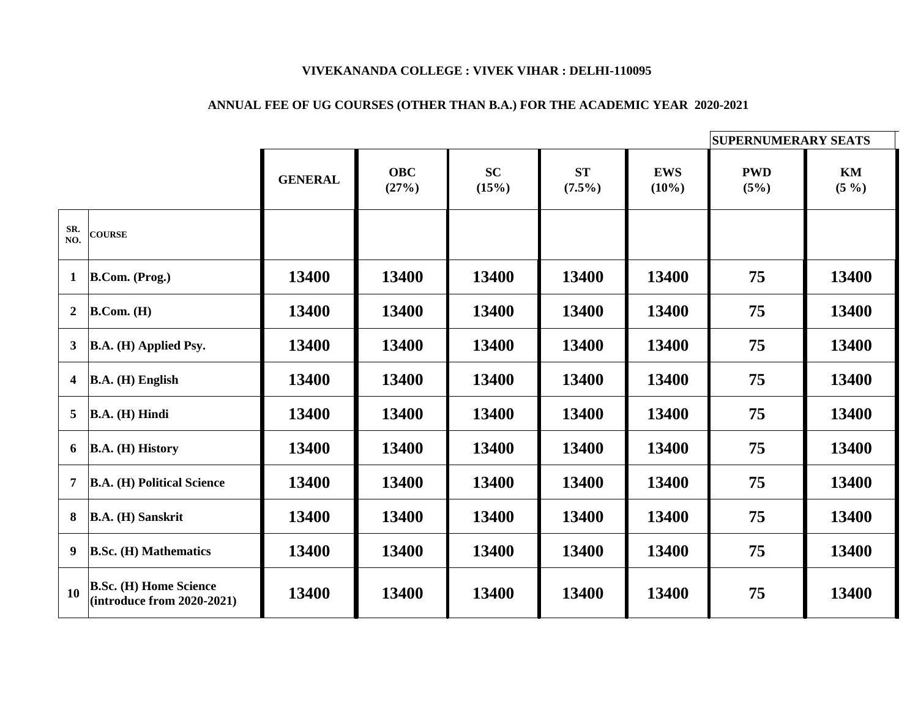**VIVEKANANDA COLLEGE : VIVEK VIHAR : DELHI-110095**

**ANNUAL FEE OF UG COURSES (OTHER THAN B.A.) FOR THE ACADEMIC YEAR 2020-2021**

| | | | | | | | SUPERNUMERARY SEATS | |
|---|---|---|---|---|---|---|---|---|
| | | GENERAL | OBC (27%) | SC (15%) | ST (7.5%) | EWS (10%) | PWD (5%) | KM (5 %) |
| SR. NO. | COURSE | | | | | | | |
| 1 | B.Com. (Prog.) | 13400 | 13400 | 13400 | 13400 | 13400 | 75 | 13400 |
| 2 | B.Com. (H) | 13400 | 13400 | 13400 | 13400 | 13400 | 75 | 13400 |
| 3 | B.A. (H) Applied Psy. | 13400 | 13400 | 13400 | 13400 | 13400 | 75 | 13400 |
| 4 | B.A. (H) English | 13400 | 13400 | 13400 | 13400 | 13400 | 75 | 13400 |
| 5 | B.A. (H) Hindi | 13400 | 13400 | 13400 | 13400 | 13400 | 75 | 13400 |
| 6 | B.A. (H) History | 13400 | 13400 | 13400 | 13400 | 13400 | 75 | 13400 |
| 7 | B.A. (H) Political Science | 13400 | 13400 | 13400 | 13400 | 13400 | 75 | 13400 |
| 8 | B.A. (H) Sanskrit | 13400 | 13400 | 13400 | 13400 | 13400 | 75 | 13400 |
| 9 | B.Sc. (H) Mathematics | 13400 | 13400 | 13400 | 13400 | 13400 | 75 | 13400 |
| 10 | B.Sc. (H) Home Science (introduce from 2020-2021) | 13400 | 13400 | 13400 | 13400 | 13400 | 75 | 13400 |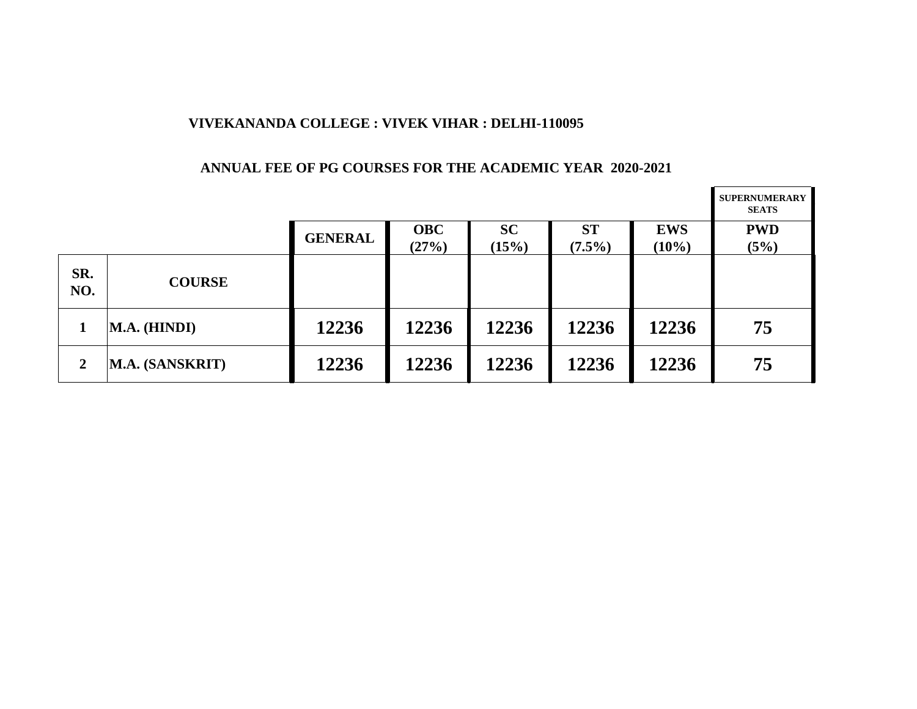**VIVEKANANDA COLLEGE : VIVEK VIHAR : DELHI-110095**

**ANNUAL FEE OF PG COURSES FOR THE ACADEMIC YEAR 2020-2021**

| | | | | | | | SUPERNUMERARY SEATS |
|---|---|---|---|---|---|---|---|
| | | GENERAL | OBC (27%) | SC (15%) | ST (7.5%) | EWS (10%) | PWD (5%) |
| SR. NO. | COURSE | | | | | | |
| 1 | M.A. (HINDI) | 12236 | 12236 | 12236 | 12236 | 12236 | 75 |
| 2 | M.A. (SANSKRIT) | 12236 | 12236 | 12236 | 12236 | 12236 | 75 |